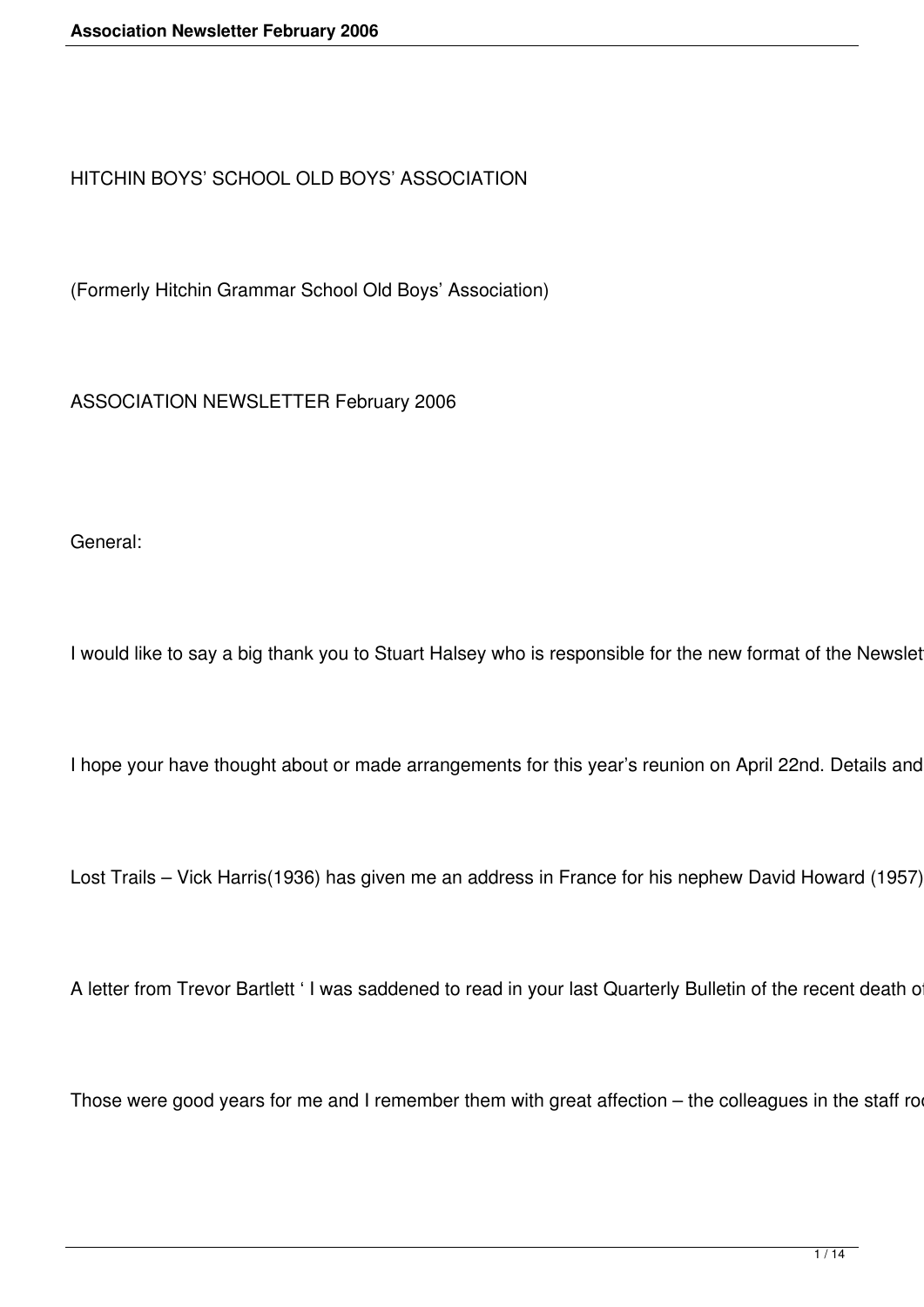HITCHIN BOYS' SCHOOL OLD BOYS' ASSOCIATION

(Formerly Hitchin Grammar School Old Boys' Association)

ASSOCIATION NEWSLETTER February 2006

General:

I would like to say a big thank you to Stuart Halsey who is responsible for the new format of the Newslet

I hope your have thought about or made arrangements for this year's reunion on April 22nd. Details and

Lost Trails – Vick Harris(1936) has given me an address in France for his nephew David Howard (1957)

A letter from Trevor Bartlett ' I was saddened to read in your last Quarterly Bulletin of the recent death o

Those were good years for me and I remember them with great affection – the colleagues in the staff ro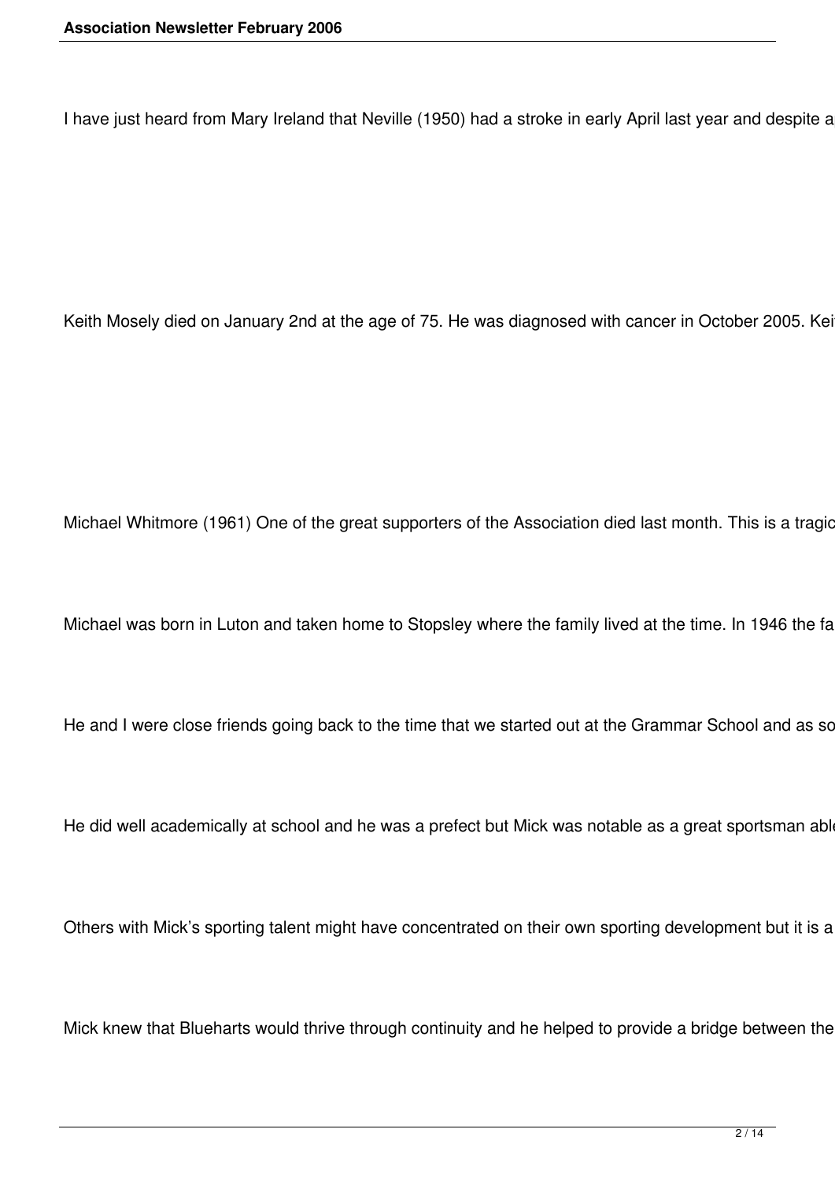I have just heard from Mary Ireland that Neville (1950) had a stroke in early April last year and despite a

Keith Mosely died on January 2nd at the age of 75. He was diagnosed with cancer in October 2005. Kei

Michael Whitmore (1961) One of the great supporters of the Association died last month. This is a tragic

Michael was born in Luton and taken home to Stopsley where the family lived at the time. In 1946 the fa

He and I were close friends going back to the time that we started out at the Grammar School and as so

He did well academically at school and he was a prefect but Mick was notable as a great sportsman abl

Others with Mick's sporting talent might have concentrated on their own sporting development but it is a

Mick knew that Blueharts would thrive through continuity and he helped to provide a bridge between the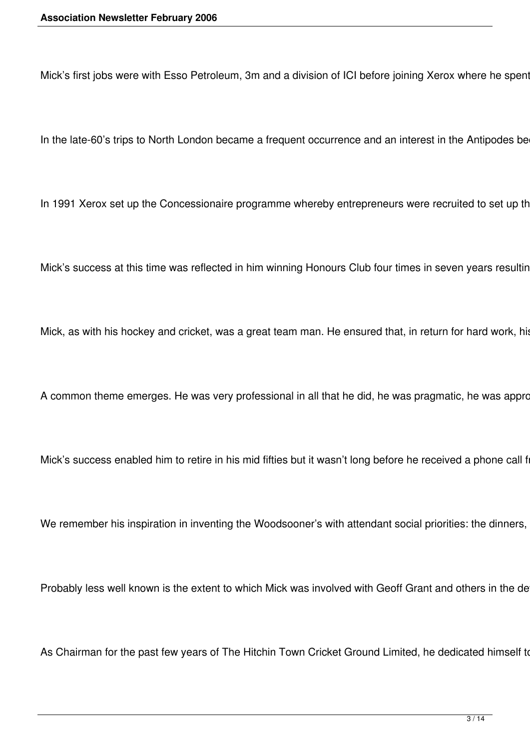Mick's first jobs were with Esso Petroleum, 3m and a division of ICI before joining Xerox where he spent

In the late-60's trips to North London became a frequent occurrence and an interest in the Antipodes be

In 1991 Xerox set up the Concessionaire programme whereby entrepreneurs were recruited to set up th

Mick's success at this time was reflected in him winning Honours Club four times in seven years resultin

Mick, as with his hockey and cricket, was a great team man. He ensured that, in return for hard work, hi

A common theme emerges. He was very professional in all that he did, he was pragmatic, he was appro

Mick's success enabled him to retire in his mid fifties but it wasn't long before he received a phone call f

We remember his inspiration in inventing the Woodsooner's with attendant social priorities: the dinners,

Probably less well known is the extent to which Mick was involved with Geoff Grant and others in the de

As Chairman for the past few years of The Hitchin Town Cricket Ground Limited, he dedicated himself t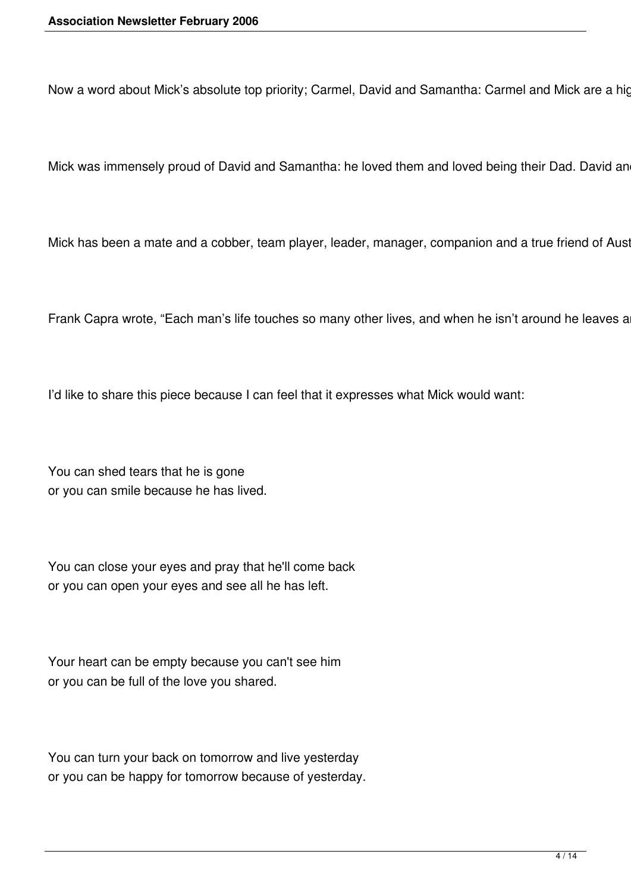Now a word about Mick's absolute top priority; Carmel, David and Samantha: Carmel and Mick are a hig

Mick was immensely proud of David and Samantha: he loved them and loved being their Dad. David an

Mick has been a mate and a cobber, team player, leader, manager, companion and a true friend of Aust

Frank Capra wrote, "Each man's life touches so many other lives, and when he isn't around he leaves a

I'd like to share this piece because I can feel that it expresses what Mick would want:

You can shed tears that he is gone
or you can smile because he has lived.

You can close your eyes and pray that he'll come back
or you can open your eyes and see all he has left.

Your heart can be empty because you can't see him
or you can be full of the love you shared.

You can turn your back on tomorrow and live yesterday
or you can be happy for tomorrow because of yesterday.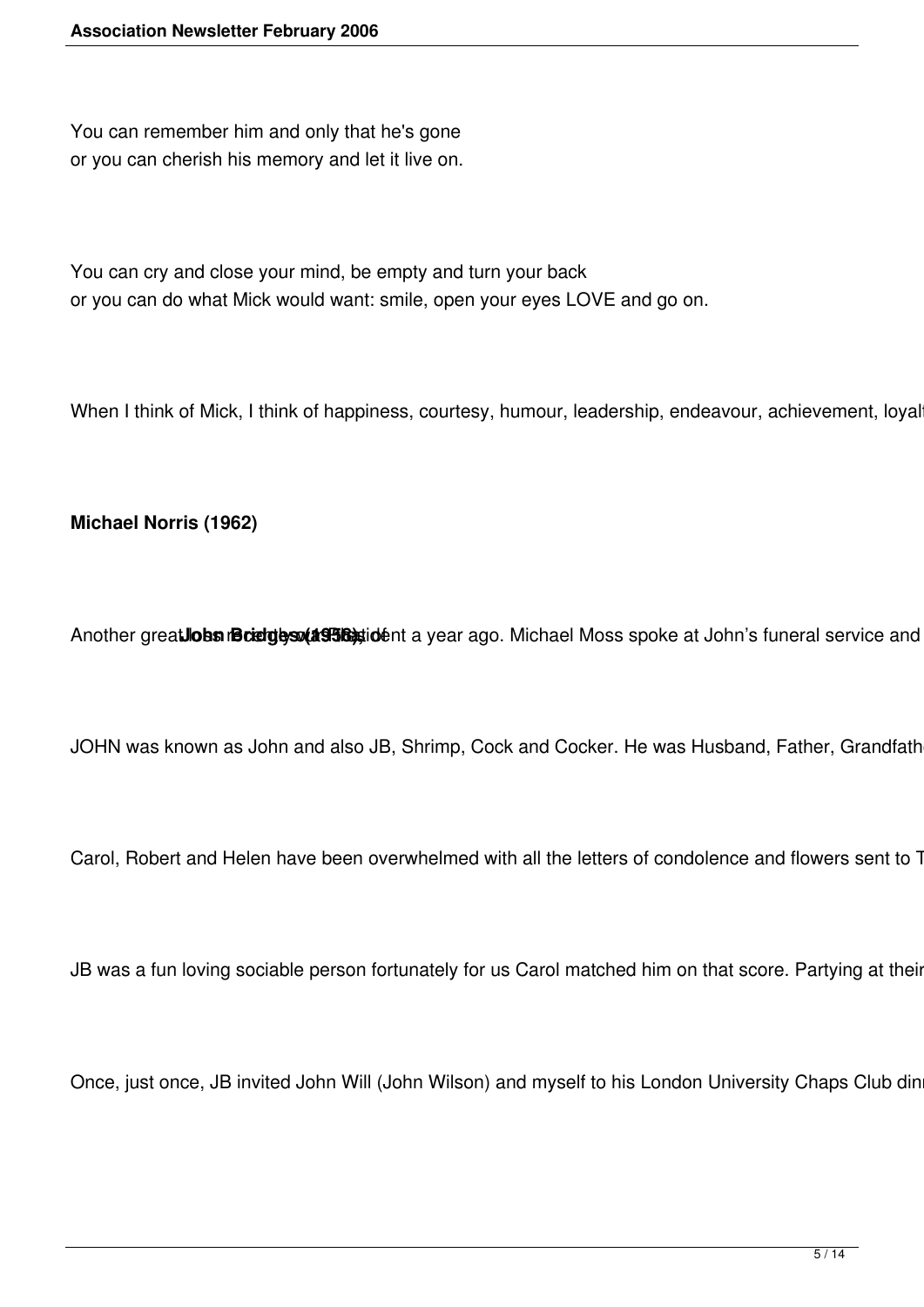You can remember him and only that he's gone
or you can cherish his memory and let it live on.

You can cry and close your mind, be empty and turn your back
or you can do what Mick would want: smile, open your eyes LOVE and go on.

When I think of Mick, I think of happiness, courtesy, humour, leadership, endeavour, achievement, loyal

**Michael Norris (1962)**

**John Bridges (1958)**

Another great ... ident a year ago. Michael Moss spoke at John's funeral service and

JOHN was known as John and also JB, Shrimp, Cock and Cocker. He was Husband, Father, Grandfath

Carol, Robert and Helen have been overwhelmed with all the letters of condolence and flowers sent to T

JB was a fun loving sociable person fortunately for us Carol matched him on that score. Partying at their

Once, just once, JB invited John Will (John Wilson) and myself to his London University Chaps Club din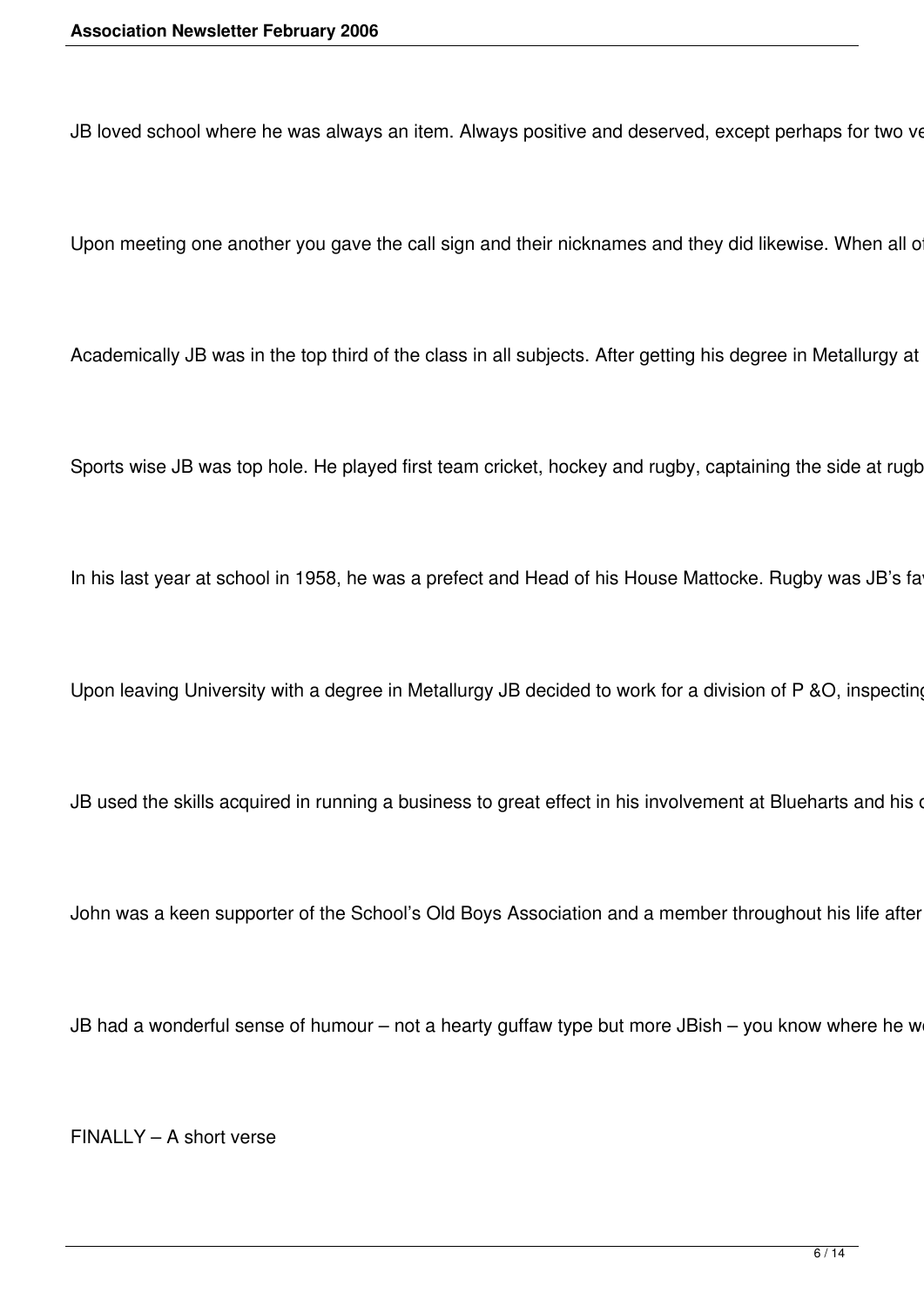JB loved school where he was always an item. Always positive and deserved, except perhaps for two ve

Upon meeting one another you gave the call sign and their nicknames and they did likewise. When all of

Academically JB was in the top third of the class in all subjects. After getting his degree in Metallurgy at

Sports wise JB was top hole. He played first team cricket, hockey and rugby, captaining the side at rugb

In his last year at school in 1958, he was a prefect and Head of his House Mattocke. Rugby was JB's fa

Upon leaving University with a degree in Metallurgy JB decided to work for a division of P &O, inspecting

JB used the skills acquired in running a business to great effect in his involvement at Blueharts and his c

John was a keen supporter of the School's Old Boys Association and a member throughout his life after

JB had a wonderful sense of humour – not a hearty guffaw type but more JBish – you know where he w

FINALLY – A short verse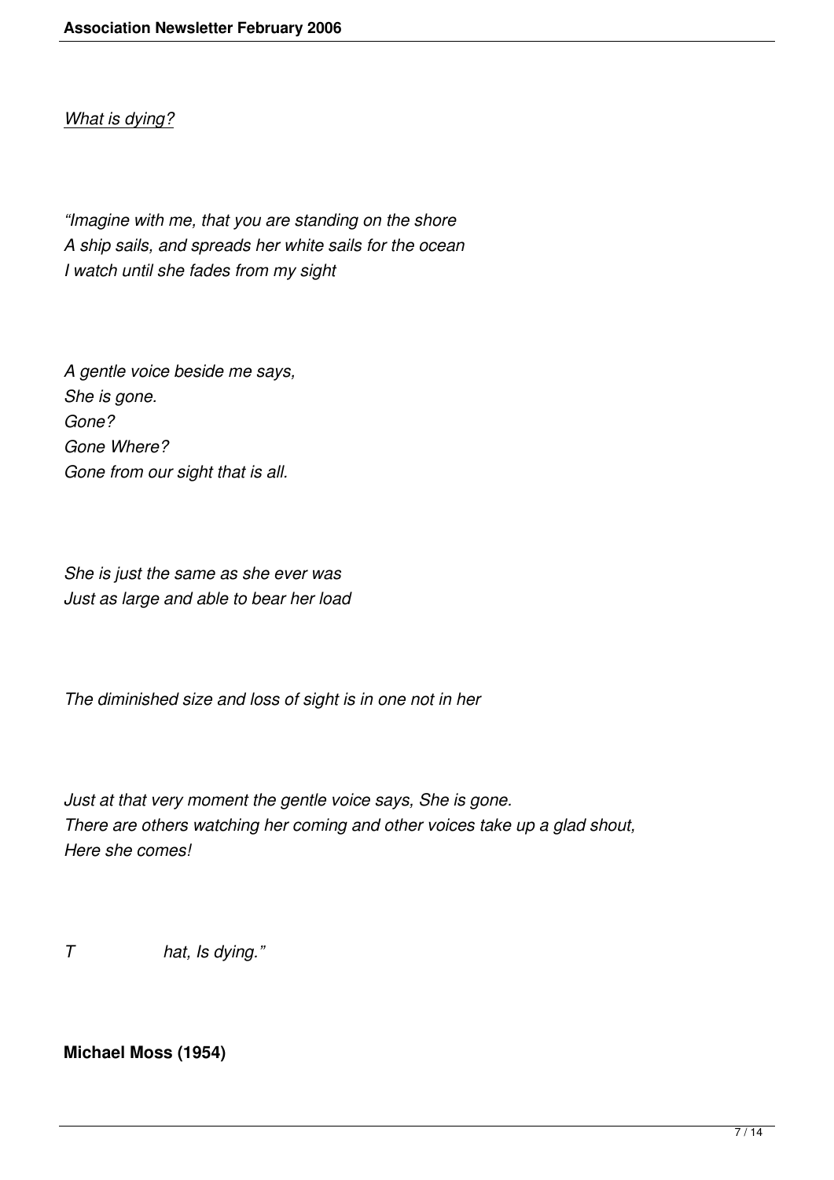*What is dying?*

*"Imagine with me, that you are standing on the shore*
*A ship sails, and spreads her white sails for the ocean*
*I watch until she fades from my sight*

*A gentle voice beside me says,*
*She is gone.*
*Gone?*
*Gone Where?*
*Gone from our sight that is all.*

*She is just the same as she ever was*
*Just as large and able to bear her load*

*The diminished size and loss of sight is in one not in her*

*Just at that very moment the gentle voice says, She is gone.*
*There are others watching her coming and other voices take up a glad shout,*
*Here she comes!*

*T hat, Is dying."*

**Michael Moss (1954)**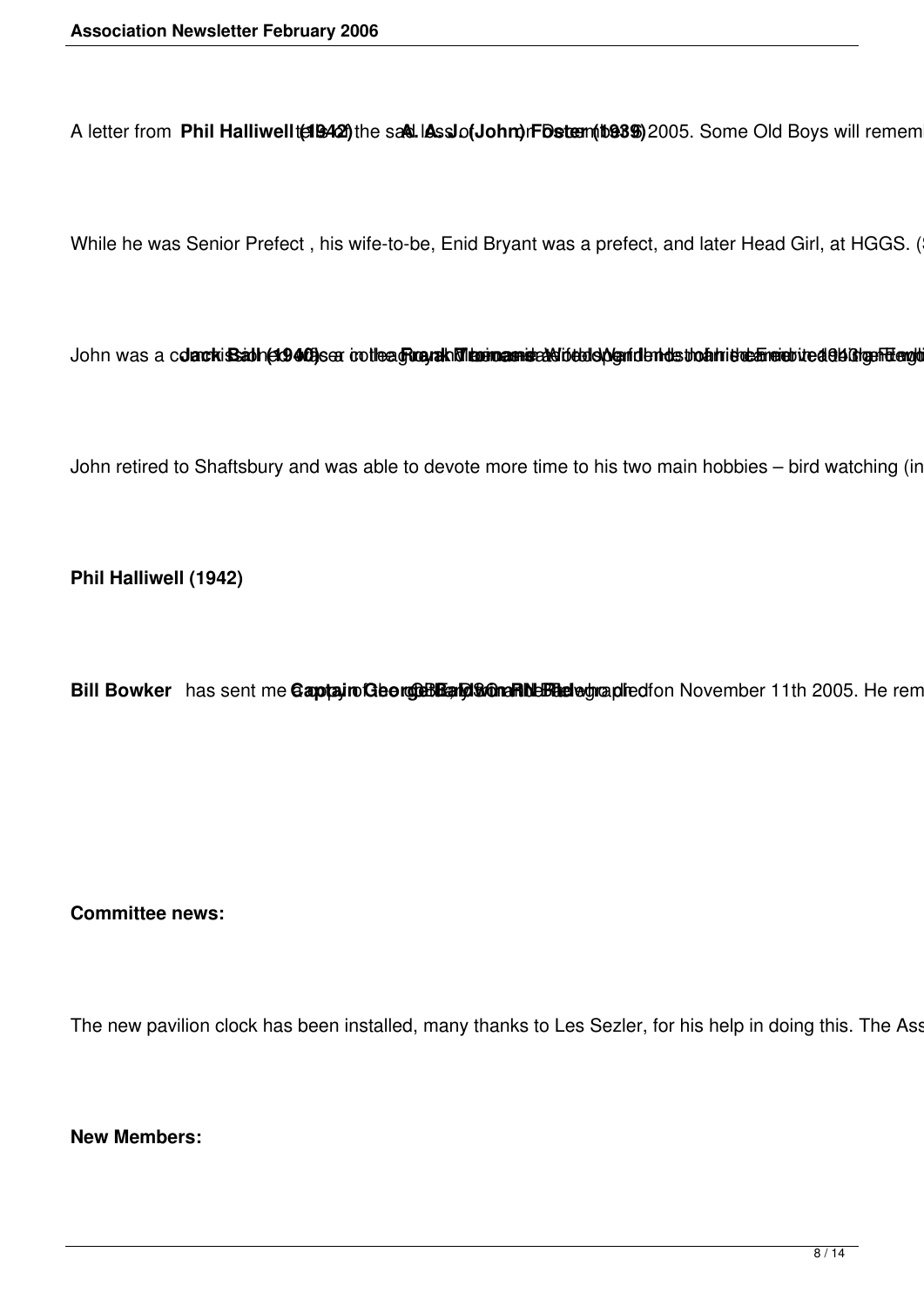A letter from **Phil Halliwell (1942)** tells the sad loss of **A. J. (John) Foster (1939)** 2005. Some Old Boys will remem

While he was Senior Prefect , his wife-to-be, Enid Bryant was a prefect, and later Head Girl, at HGGS. (

John was a commissioned officer in the **Jack Ball (1940)** **Frank Thomas**

John retired to Shaftsbury and was able to devote more time to his two main hobbies – bird watching (in

**Phil Halliwell (1942)**

**Bill Bowker** has sent me a copy of **Captain George Bayly CBE DSC RN** Telegraph died on November 11th 2005. He rem

**Committee news:**

The new pavilion clock has been installed, many thanks to Les Sezler, for his help in doing this. The Ass

**New Members:**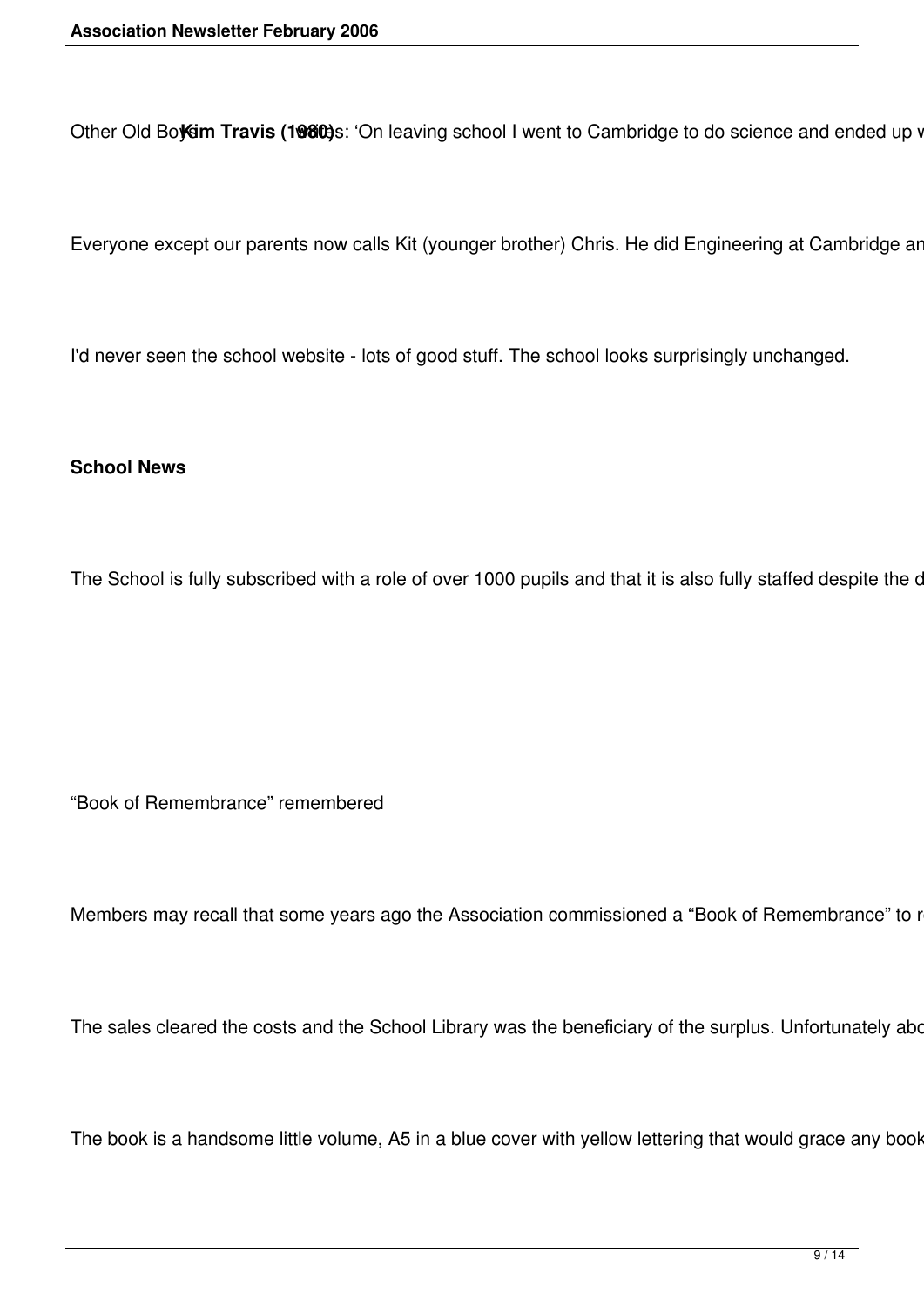Other Old Boys: **Kim Travis (1980)** writes: 'On leaving school I went to Cambridge to do science and ended up w

Everyone except our parents now calls Kit (younger brother) Chris. He did Engineering at Cambridge an

I'd never seen the school website - lots of good stuff. The school looks surprisingly unchanged.

**School News**

The School is fully subscribed with a role of over 1000 pupils and that it is also fully staffed despite the d

"Book of Remembrance" remembered

Members may recall that some years ago the Association commissioned a "Book of Remembrance" to r

The sales cleared the costs and the School Library was the beneficiary of the surplus. Unfortunately abo

The book is a handsome little volume, A5 in a blue cover with yellow lettering that would grace any book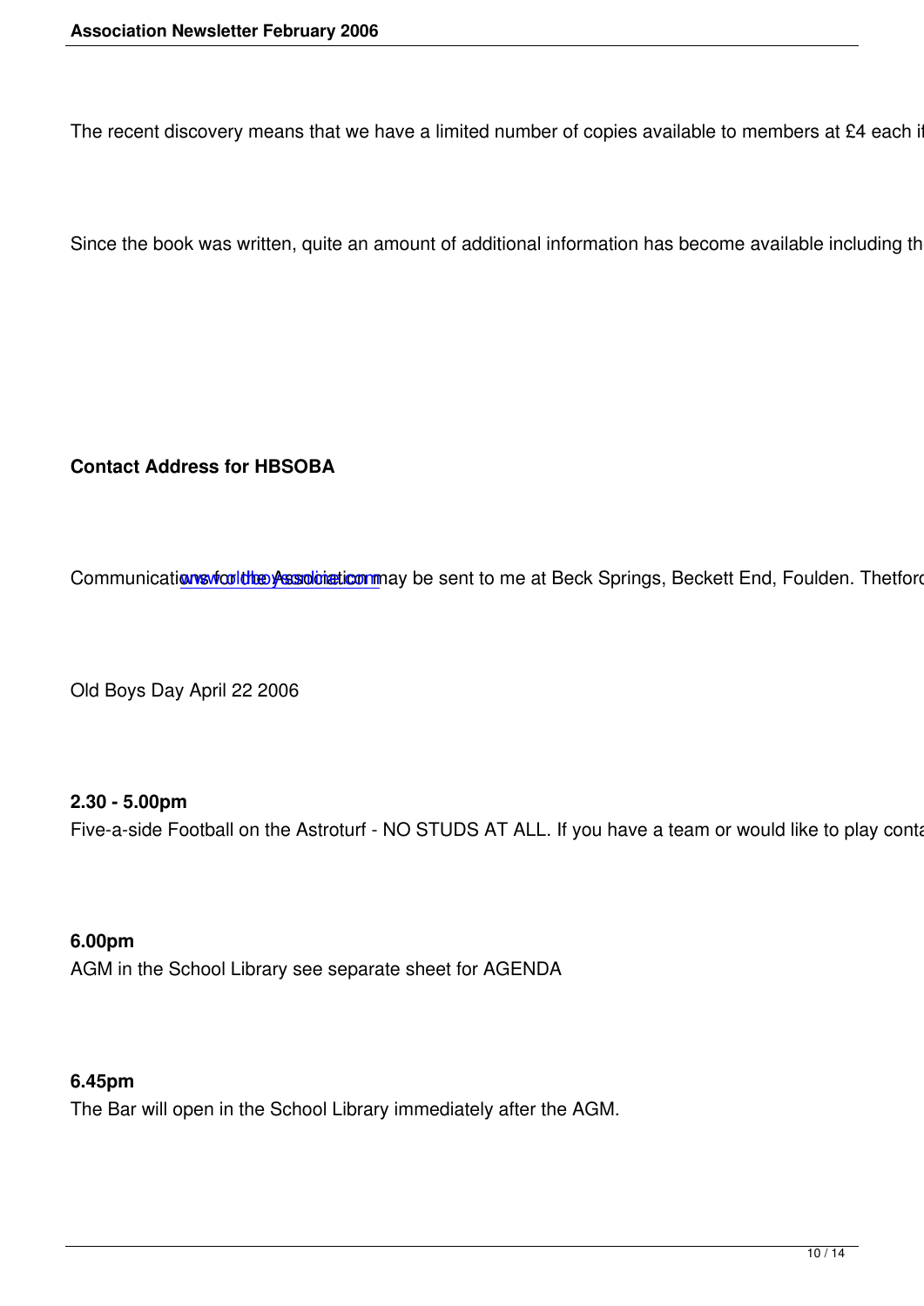The recent discovery means that we have a limited number of copies available to members at £4 each i

Since the book was written, quite an amount of additional information has become available including th

**Contact Address for HBSOBA**

Communications for the Association may be sent to me at Beck Springs, Beckett End, Foulden. Thetforc www.oldboysassociation.com

Old Boys Day April 22 2006

**2.30 - 5.00pm**
Five-a-side Football on the Astroturf - NO STUDS AT ALL. If you have a team or would like to play conta

**6.00pm**
AGM in the School Library see separate sheet for AGENDA

**6.45pm**
The Bar will open in the School Library immediately after the AGM.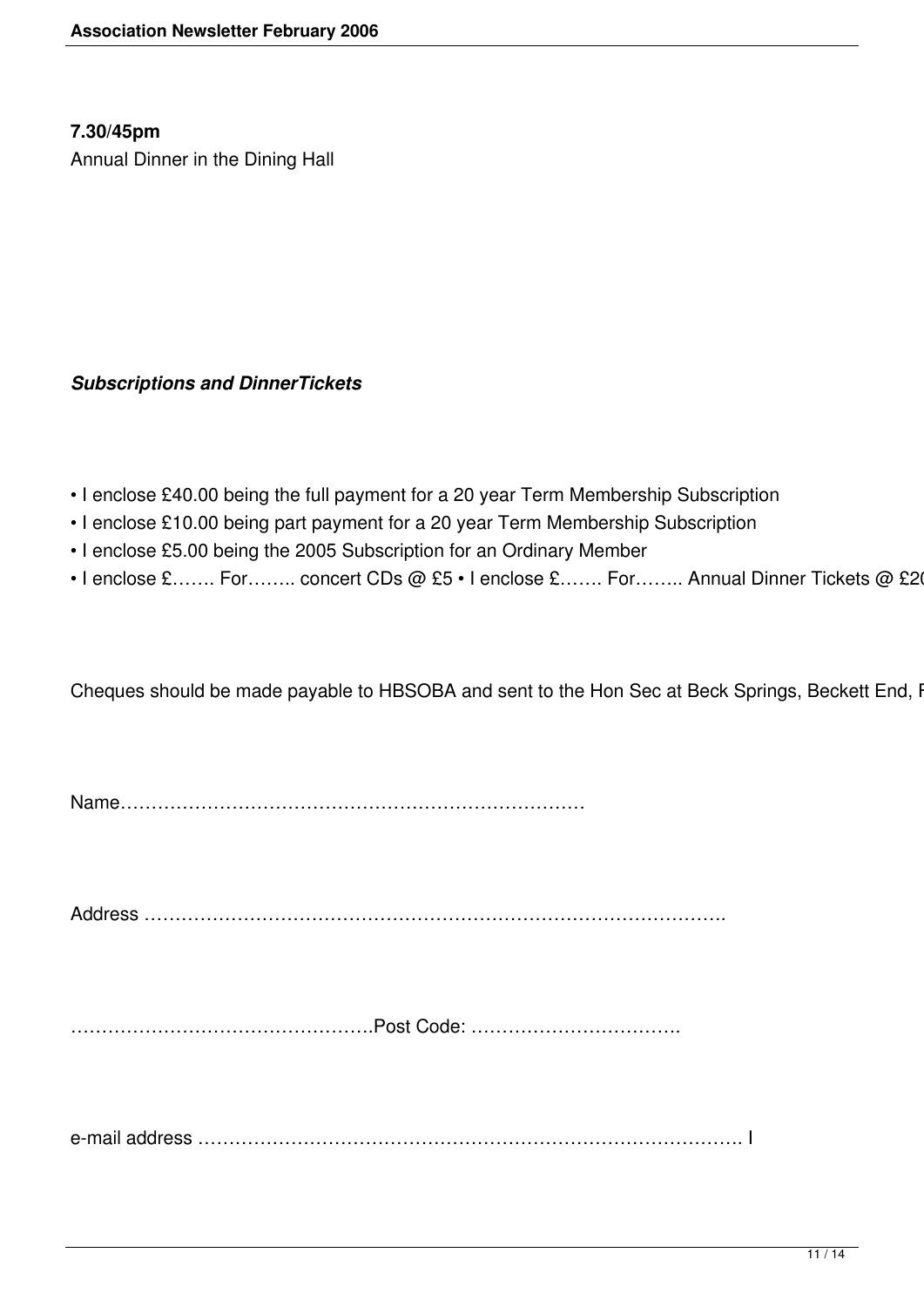**7.30/45pm**

Annual Dinner in the Dining Hall

***Subscriptions and DinnerTickets***

- I enclose £40.00 being the full payment for a 20 year Term Membership Subscription
- I enclose £10.00 being part payment for a 20 year Term Membership Subscription
- I enclose £5.00 being the 2005 Subscription for an Ordinary Member
- I enclose £……. For…….. concert CDs @ £5 • I enclose £……. For…….. Annual Dinner Tickets @ £2

Cheques should be made payable to HBSOBA and sent to the Hon Sec at Beck Springs, Beckett End, F

Name…………………………………………………………………

Address ……………………………………………………………………………….

………………………………………….Post Code: …………………………….

e-mail address …………………………………………………………………………. I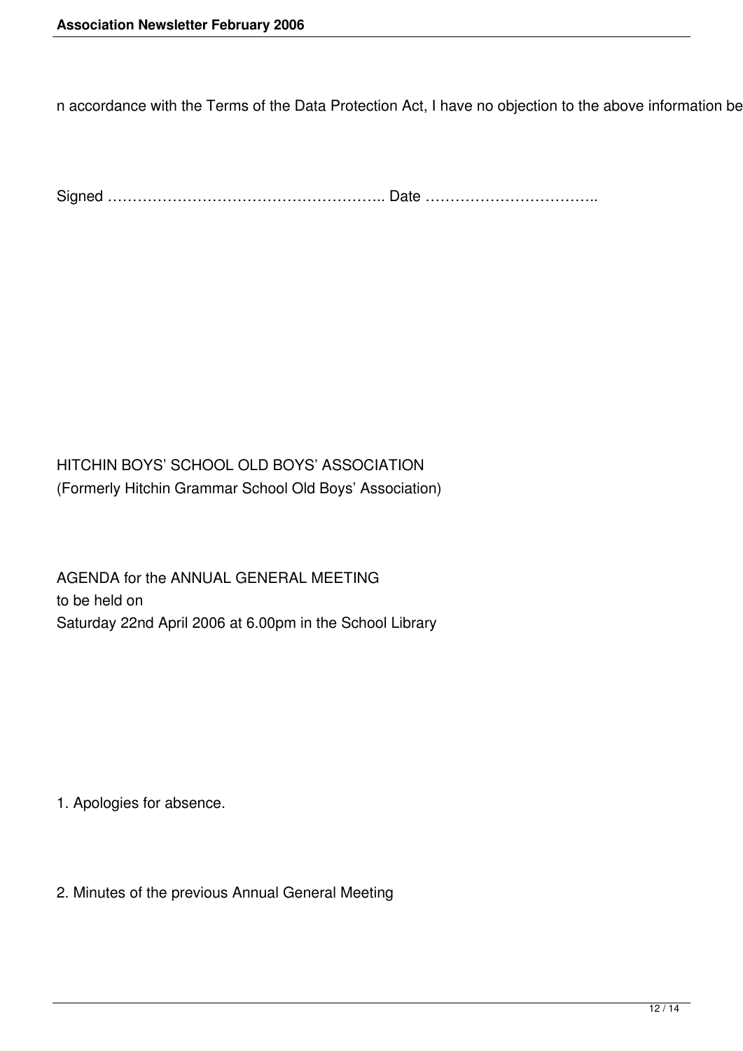n accordance with the Terms of the Data Protection Act, I have no objection to the above information be

Signed ……………………………………………….. Date ……………………………..

HITCHIN BOYS' SCHOOL OLD BOYS' ASSOCIATION
(Formerly Hitchin Grammar School Old Boys' Association)

AGENDA for the ANNUAL GENERAL MEETING
to be held on
Saturday 22nd April 2006 at 6.00pm in the School Library

1. Apologies for absence.

2. Minutes of the previous Annual General Meeting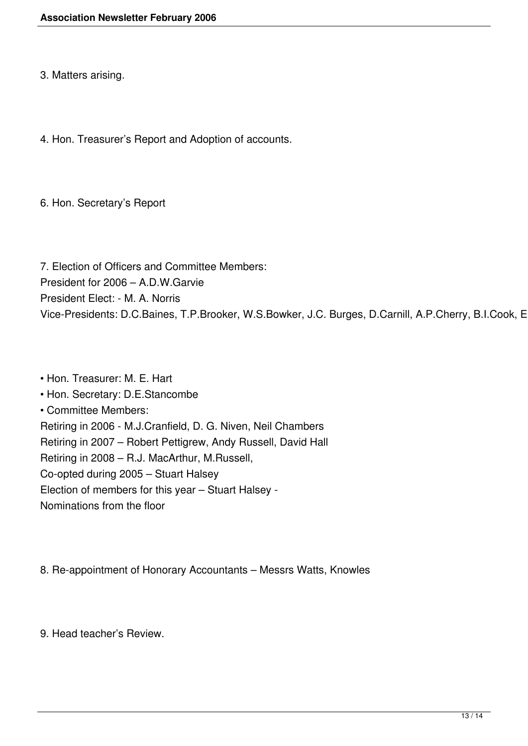3. Matters arising.

4. Hon. Treasurer’s Report and Adoption of accounts.

6. Hon. Secretary’s Report

7. Election of Officers and Committee Members:
President for 2006 – A.D.W.Garvie
President Elect: - M. A. Norris
Vice-Presidents: D.C.Baines, T.P.Brooker, W.S.Bowker, J.C. Burges, D.Carnill, A.P.Cherry, B.I.Cook, E

- Hon. Treasurer: M. E. Hart
- Hon. Secretary: D.E.Stancombe
- Committee Members:

Retiring in 2006 - M.J.Cranfield, D. G. Niven, Neil Chambers
Retiring in 2007 – Robert Pettigrew, Andy Russell, David Hall
Retiring in 2008 – R.J. MacArthur, M.Russell,
Co-opted during 2005 – Stuart Halsey
Election of members for this year – Stuart Halsey -
Nominations from the floor

8. Re-appointment of Honorary Accountants – Messrs Watts, Knowles

9. Head teacher’s Review.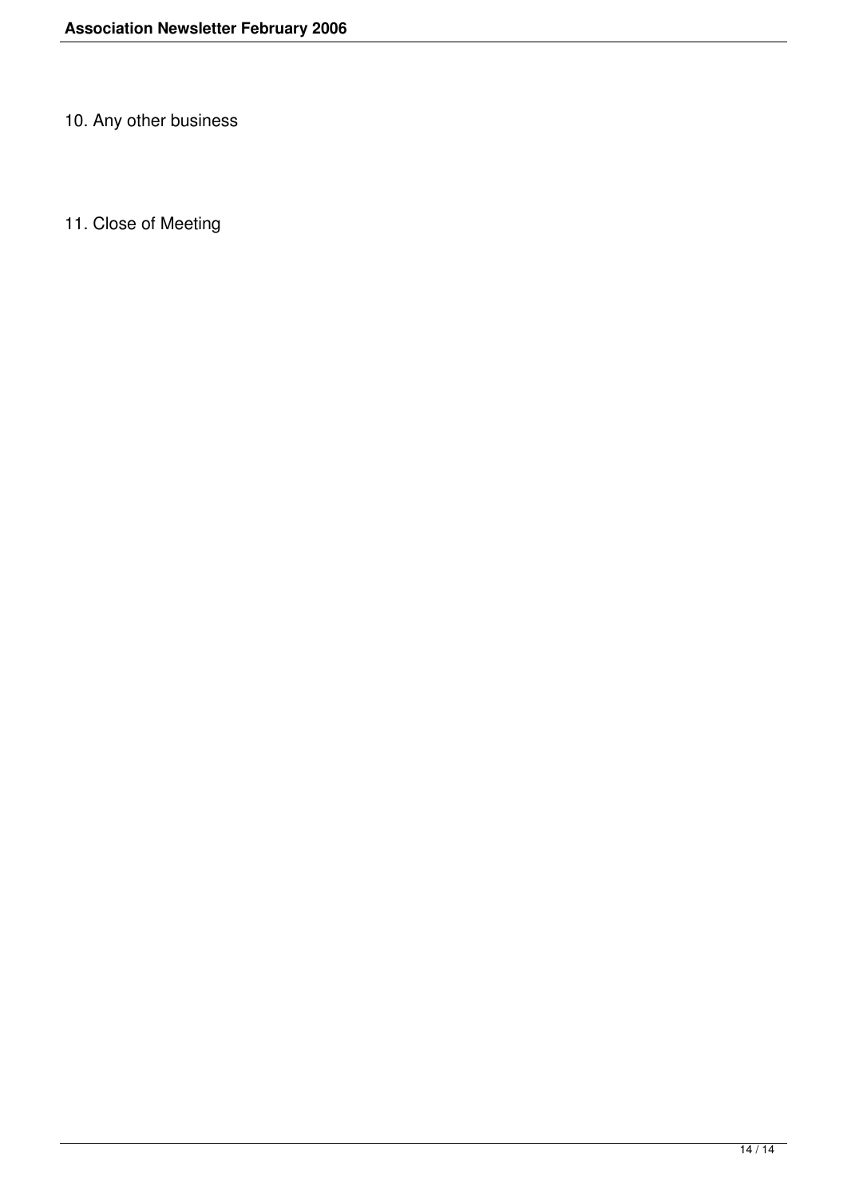10. Any other business

11. Close of Meeting